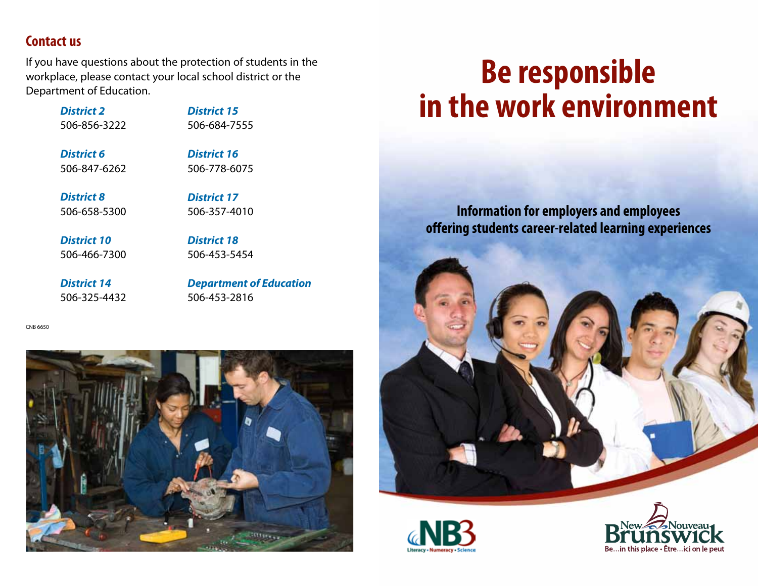## Contact us

If you have questions about the protection of students in the workplace, please contact your local school district or the Department of Education.

***District 2***
506-856-3222

***District 6***
506-847-6262

***District 8***
506-658-5300

***District 10***
506-466-7300

***District 14***
506-325-4432

***District 15***
506-684-7555

***District 16***
506-778-6075

***District 17***
506-357-4010

***District 18***
506-453-5454

***Department of Education***
506-453-2816

CNB 6650

# Be responsible in the work environment

**Information for employers and employees offering students career-related learning experiences**

NB3 Literacy • Numeracy • Science

New Nouveau Brunswick
Be...in this place • Être...ici on le peut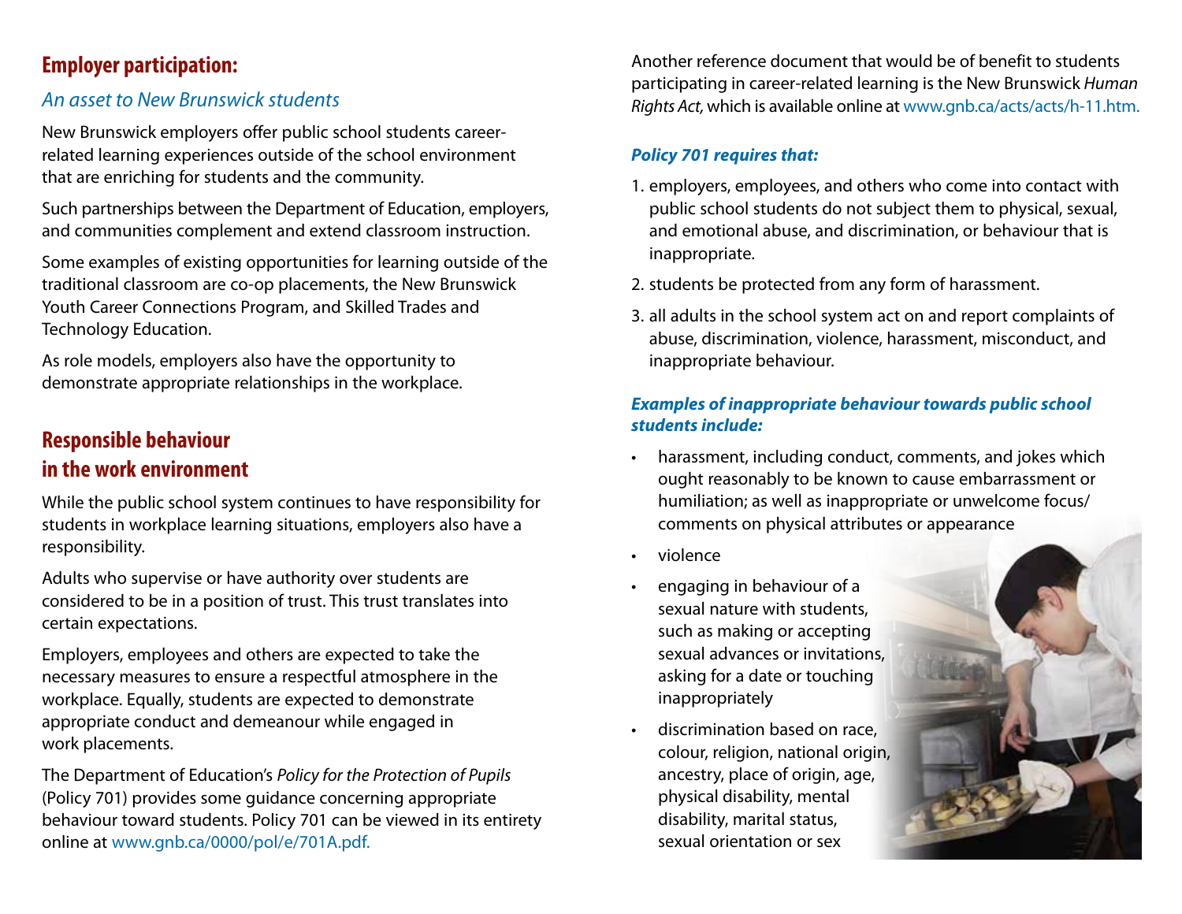## Employer participation:

*An asset to New Brunswick students*

New Brunswick employers offer public school students career-related learning experiences outside of the school environment that are enriching for students and the community.

Such partnerships between the Department of Education, employers, and communities complement and extend classroom instruction.

Some examples of existing opportunities for learning outside of the traditional classroom are co-op placements, the New Brunswick Youth Career Connections Program, and Skilled Trades and Technology Education.

As role models, employers also have the opportunity to demonstrate appropriate relationships in the workplace.

## Responsible behaviour in the work environment

While the public school system continues to have responsibility for students in workplace learning situations, employers also have a responsibility.

Adults who supervise or have authority over students are considered to be in a position of trust. This trust translates into certain expectations.

Employers, employees and others are expected to take the necessary measures to ensure a respectful atmosphere in the workplace. Equally, students are expected to demonstrate appropriate conduct and demeanour while engaged in work placements.

The Department of Education's *Policy for the Protection of Pupils* (Policy 701) provides some guidance concerning appropriate behaviour toward students. Policy 701 can be viewed in its entirety online at www.gnb.ca/0000/pol/e/701A.pdf.

Another reference document that would be of benefit to students participating in career-related learning is the New Brunswick *Human Rights Act,* which is available online at www.gnb.ca/acts/acts/h-11.htm.

***Policy 701 requires that:***

1. employers, employees, and others who come into contact with public school students do not subject them to physical, sexual, and emotional abuse, and discrimination, or behaviour that is inappropriate.
2. students be protected from any form of harassment.
3. all adults in the school system act on and report complaints of abuse, discrimination, violence, harassment, misconduct, and inappropriate behaviour.

***Examples of inappropriate behaviour towards public school students include:***

- harassment, including conduct, comments, and jokes which ought reasonably to be known to cause embarrassment or humiliation; as well as inappropriate or unwelcome focus/comments on physical attributes or appearance
- violence
- engaging in behaviour of a sexual nature with students, such as making or accepting sexual advances or invitations, asking for a date or touching inappropriately
- discrimination based on race, colour, religion, national origin, ancestry, place of origin, age, physical disability, mental disability, marital status, sexual orientation or sex